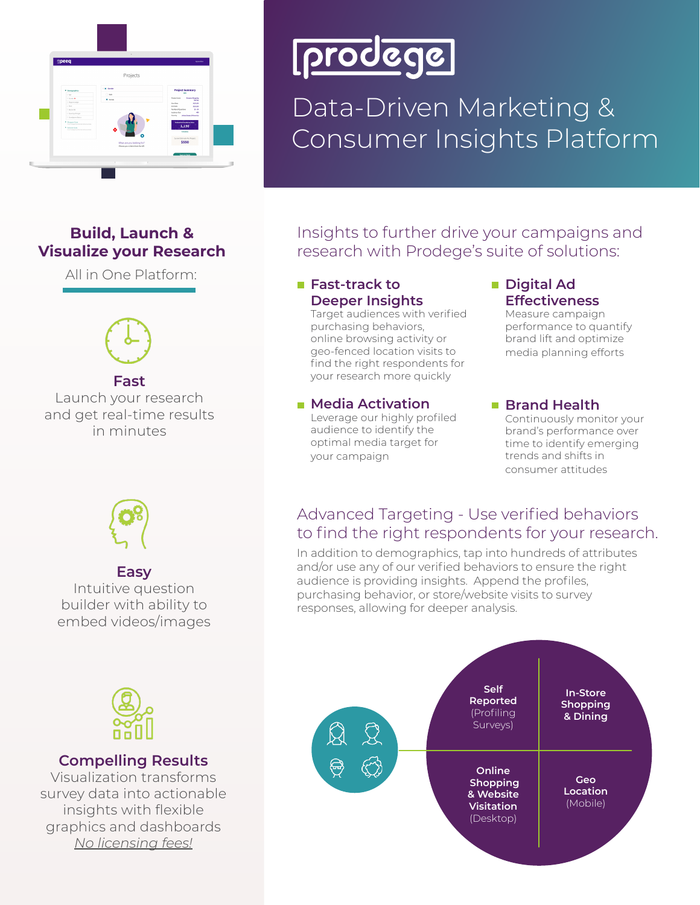# prodege

## Data-Driven Marketing & Consumer Insights Platform

## Build, Launch & Visualize your Research

All in One Platform:

### Fast

Launch your research and get real-time results in minutes

### Easy

Intuitive question builder with ability to embed videos/images

### Compelling Results

Visualization transforms survey data into actionable insights with flexible graphics and dashboards

*No licensing fees!*

## Insights to further drive your campaigns and research with Prodege's suite of solutions:

- **Fast-track to Deeper Insights**
  Target audiences with verified purchasing behaviors, online browsing activity or geo-fenced location visits to find the right respondents for your research more quickly

- **Digital Ad Effectiveness**
  Measure campaign performance to quantify brand lift and optimize media planning efforts

- **Media Activation**
  Leverage our highly profiled audience to identify the optimal media target for your campaign

- **Brand Health**
  Continuously monitor your brand's performance over time to identify emerging trends and shifts in consumer attitudes

## Advanced Targeting - Use verified behaviors to find the right respondents for your research.

In addition to demographics, tap into hundreds of attributes and/or use any of our verified behaviors to ensure the right audience is providing insights. Append the profiles, purchasing behavior, or store/website visits to survey responses, allowing for deeper analysis.

| | |
|---|---|
| **Self Reported** (Profiling Surveys) | **In-Store Shopping & Dining** |
| **Online Shopping & Website Visitation** (Desktop) | **Geo Location** (Mobile) |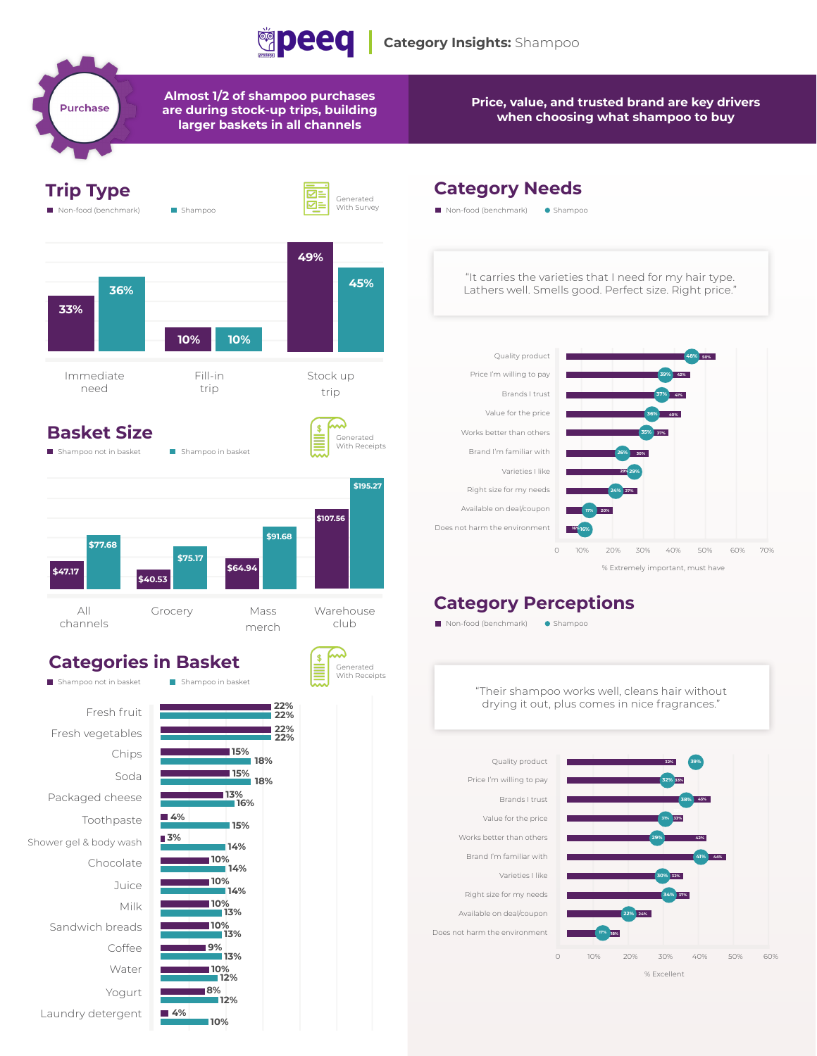# peeq | Category Insights: Shampoo

**Purchase**

**Almost 1/2 of shampoo purchases are during stock-up trips, building larger baskets in all channels**

**Price, value, and trusted brand are key drivers when choosing what shampoo to buy**

## Trip Type

Generated With Survey

| Trip Type | Non-food (benchmark) | Shampoo |
|---|---|---|
| Immediate need | 33% | 36% |
| Fill-in trip | 10% | 10% |
| Stock up trip | 49% | 45% |

## Basket Size

Generated With Receipts

| Channel | Shampoo not in basket | Shampoo in basket |
|---|---|---|
| All channels | $47.17 | $77.68 |
| Grocery | $40.53 | $75.17 |
| Mass merch | $64.94 | $91.68 |
| Warehouse club | $107.56 | $195.27 |

## Categories in Basket

Generated With Receipts

| Category | Shampoo not in basket | Shampoo in basket |
|---|---|---|
| Fresh fruit | 22% | 22% |
| Fresh vegetables | 22% | 22% |
| Chips | 15% | 18% |
| Soda | 15% | 18% |
| Packaged cheese | 13% | 16% |
| Toothpaste | 4% | 15% |
| Shower gel & body wash | 3% | 14% |
| Chocolate | 10% | 14% |
| Juice | 10% | 14% |
| Milk | 10% | 13% |
| Sandwich breads | 10% | 13% |
| Coffee | 9% | 13% |
| Water | 10% | 12% |
| Yogurt | 8% | 12% |
| Laundry detergent | 4% | 10% |

## Category Needs

"It carries the varieties that I need for my hair type. Lathers well. Smells good. Perfect size. Right price."

% Extremely important, must have

| Need | Non-food (benchmark) | Shampoo |
|---|---|---|
| Quality product | 50% | 48% |
| Price I'm willing to pay | 42% | 39% |
| Brands I trust | 41% | 37% |
| Value for the price | 40% | 36% |
| Works better than others | 37% | 35% |
| Brand I'm familiar with | 30% | 26% |
| Varieties I like | 29% | 29% |
| Right size for my needs | 27% | 24% |
| Available on deal/coupon | 20% | 17% |
| Does not harm the environment | 16% | 16% |

## Category Perceptions

"Their shampoo works well, cleans hair without drying it out, plus comes in nice fragrances."

% Excellent

| Perception | Non-food (benchmark) | Shampoo |
|---|---|---|
| Quality product | 32% | 39% |
| Price I'm willing to pay | 33% | 32% |
| Brands I trust | 43% | 38% |
| Value for the price | 33% | 31% |
| Works better than others | 42% | 29% |
| Brand I'm familiar with | 44% | 41% |
| Varieties I like | 32% | 30% |
| Right size for my needs | 37% | 34% |
| Available on deal/coupon | 24% | 22% |
| Does not harm the environment | 18% | 17% |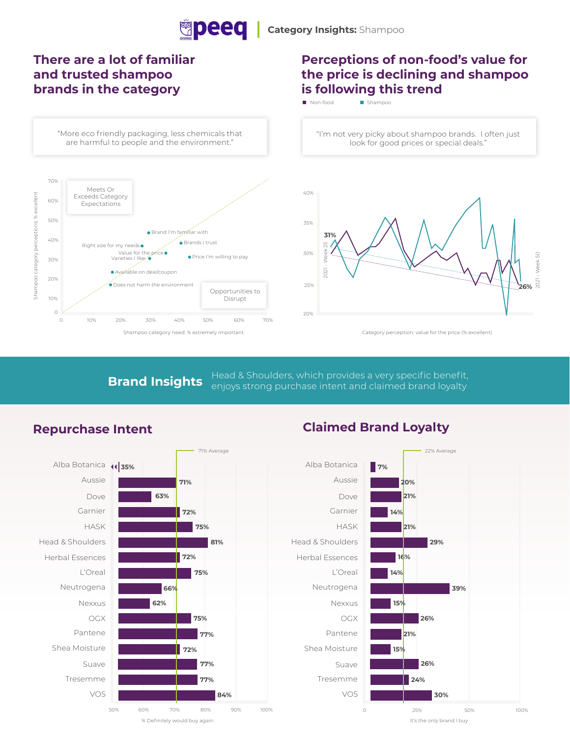**peeq** | **Category Insights:** Shampoo

## There are a lot of familiar and trusted shampoo brands in the category

"More eco friendly packaging, less chemicals that are harmful to people and the environment."

Meets Or Exceeds Category Expectations

Opportunities to Disrupt

| Attribute | Shampoo category need: % extremely important | Shampoo category perceptions: % excellent |
|---|---|---|
| Brand I'm familiar with | ~30% | ~43% |
| Brands I trust | ~41% | ~38% |
| Right size for my needs | ~27% | ~37% |
| Value for the price | ~35% | ~33% |
| Varieties I like | ~30% | ~31% |
| Price I'm willing to pay | ~43% | ~32% |
| Available on deal/coupon | ~17% | ~24% |
| Does not harm the environment | ~16% | ~17% |

Shampoo category need: % extremely important

## Perceptions of non-food's value for the price is declining and shampoo is following this trend

Non-food | Shampoo

"I'm not very picky about shampoo brands. I often just look for good prices or special deals."

2021 - Week 25: 31% — 2021 - Week 50: 26%

Category perception: value for the price (% excellent)

## Brand Insights

Head & Shoulders, which provides a very specific benefit, enjoys strong purchase intent and claimed brand loyalty

### Repurchase Intent

71% Average

| Brand | % Definitely would buy again |
|---|---|
| Alba Botanica | 35% |
| Aussie | 71% |
| Dove | 63% |
| Garnier | 72% |
| HASK | 75% |
| Head & Shoulders | 81% |
| Herbal Essences | 72% |
| L'Oreal | 75% |
| Neutrogena | 66% |
| Nexxus | 62% |
| OGX | 75% |
| Pantene | 77% |
| Shea Moisture | 72% |
| Suave | 77% |
| Tresemme | 77% |
| VO5 | 84% |

### Claimed Brand Loyalty

22% Average

| Brand | It's the only brand I buy |
|---|---|
| Alba Botanica | 7% |
| Aussie | 20% |
| Dove | 21% |
| Garnier | 14% |
| HASK | 21% |
| Head & Shoulders | 29% |
| Herbal Essences | 16% |
| L'Oreal | 14% |
| Neutrogena | 39% |
| Nexxus | 15% |
| OGX | 26% |
| Pantene | 21% |
| Shea Moisture | 15% |
| Suave | 26% |
| Tresemme | 24% |
| VO5 | 30% |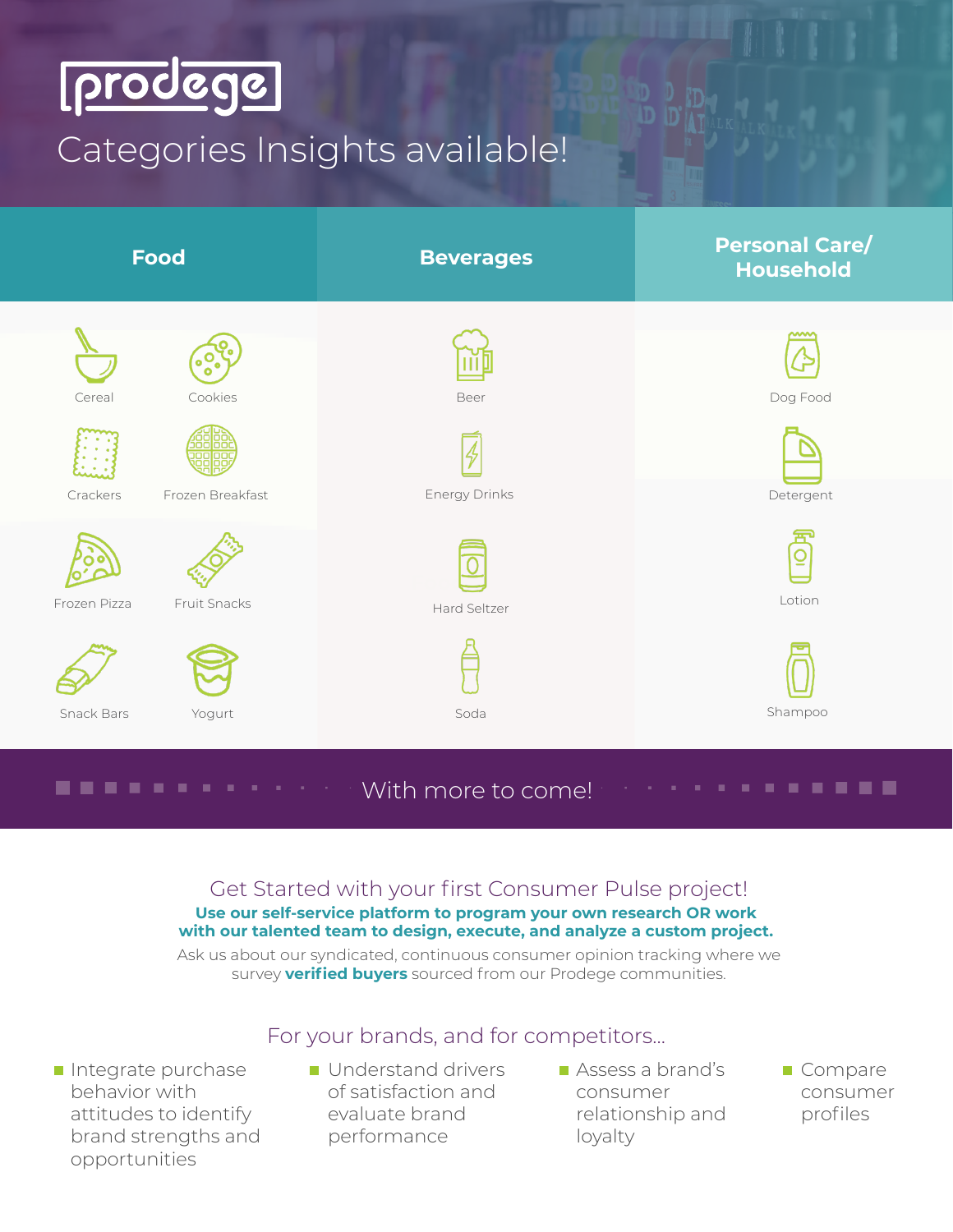# prodege

## Categories Insights available!

| Food | | Beverages | Personal Care/ Household |
|---|---|---|---|
| Cereal | Cookies | Beer | Dog Food |
| Crackers | Frozen Breakfast | Energy Drinks | Detergent |
| Frozen Pizza | Fruit Snacks | Hard Seltzer | Lotion |
| Snack Bars | Yogurt | Soda | Shampoo |

With more to come!

## Get Started with your first Consumer Pulse project!

**Use our self-service platform to program your own research OR work with our talented team to design, execute, and analyze a custom project.**

Ask us about our syndicated, continuous consumer opinion tracking where we survey **verified buyers** sourced from our Prodege communities.

## For your brands, and for competitors...

- Integrate purchase behavior with attitudes to identify brand strengths and opportunities
- Understand drivers of satisfaction and evaluate brand performance
- Assess a brand's consumer relationship and loyalty
- Compare consumer profiles